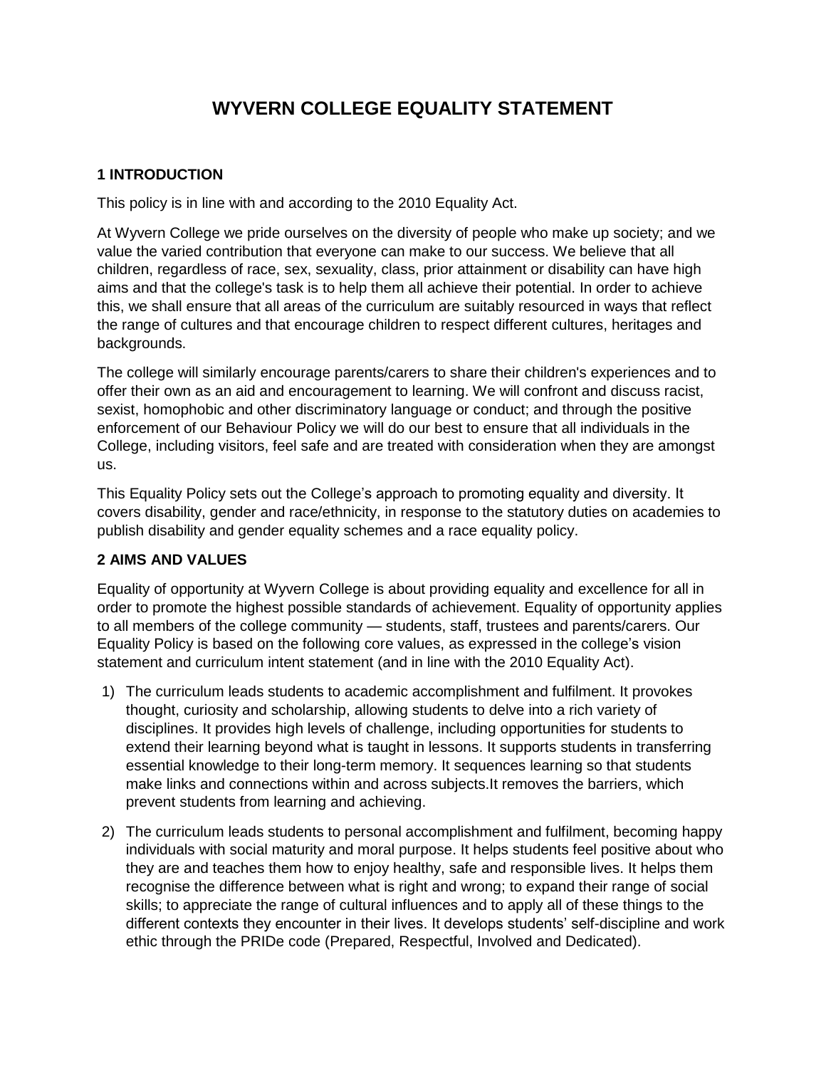# WYVERN COLLEGE EQUALITY STATEMENT

## 1 INTRODUCTION

This policy is in line with and according to the 2010 Equality Act.

At Wyvern College we pride ourselves on the diversity of people who make up society; and we value the varied contribution that everyone can make to our success. We believe that all children, regardless of race, sex, sexuality, class, prior attainment or disability can have high aims and that the college's task is to help them all achieve their potential. In order to achieve this, we shall ensure that all areas of the curriculum are suitably resourced in ways that reflect the range of cultures and that encourage children to respect different cultures, heritages and backgrounds.

The college will similarly encourage parents/carers to share their children's experiences and to offer their own as an aid and encouragement to learning. We will confront and discuss racist, sexist, homophobic and other discriminatory language or conduct; and through the positive enforcement of our Behaviour Policy we will do our best to ensure that all individuals in the College, including visitors, feel safe and are treated with consideration when they are amongst us.

This Equality Policy sets out the College's approach to promoting equality and diversity. It covers disability, gender and race/ethnicity, in response to the statutory duties on academies to publish disability and gender equality schemes and a race equality policy.

## 2 AIMS AND VALUES

Equality of opportunity at Wyvern College is about providing equality and excellence for all in order to promote the highest possible standards of achievement. Equality of opportunity applies to all members of the college community — students, staff, trustees and parents/carers. Our Equality Policy is based on the following core values, as expressed in the college's vision statement and curriculum intent statement (and in line with the 2010 Equality Act).

1) The curriculum leads students to academic accomplishment and fulfilment. It provokes thought, curiosity and scholarship, allowing students to delve into a rich variety of disciplines. It provides high levels of challenge, including opportunities for students to extend their learning beyond what is taught in lessons. It supports students in transferring essential knowledge to their long-term memory. It sequences learning so that students make links and connections within and across subjects.It removes the barriers, which prevent students from learning and achieving.

2) The curriculum leads students to personal accomplishment and fulfilment, becoming happy individuals with social maturity and moral purpose. It helps students feel positive about who they are and teaches them how to enjoy healthy, safe and responsible lives. It helps them recognise the difference between what is right and wrong; to expand their range of social skills; to appreciate the range of cultural influences and to apply all of these things to the different contexts they encounter in their lives. It develops students' self-discipline and work ethic through the PRIDe code (Prepared, Respectful, Involved and Dedicated).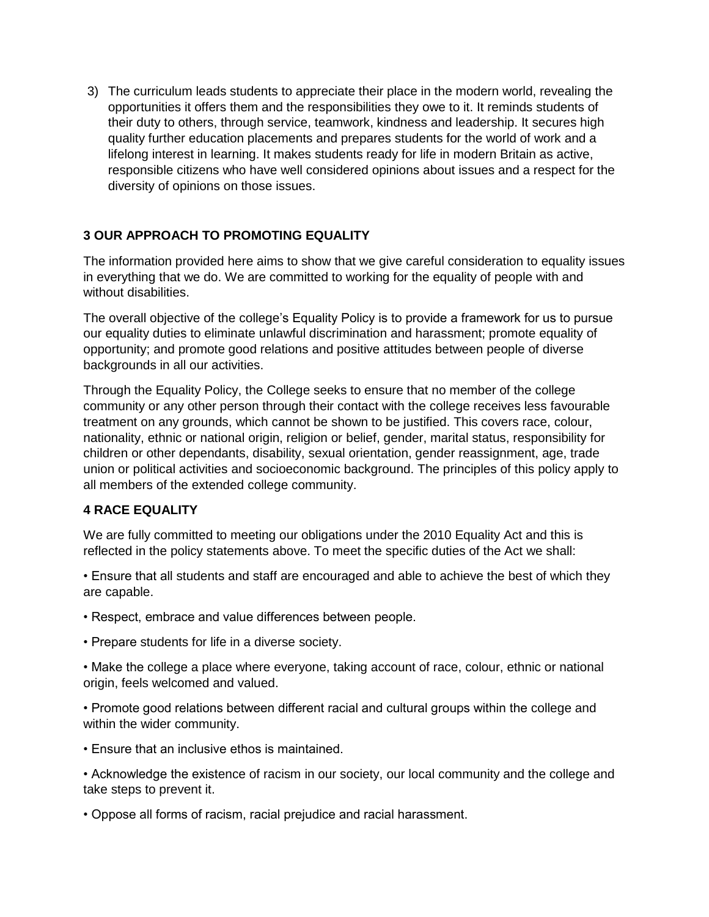3) The curriculum leads students to appreciate their place in the modern world, revealing the opportunities it offers them and the responsibilities they owe to it. It reminds students of their duty to others, through service, teamwork, kindness and leadership. It secures high quality further education placements and prepares students for the world of work and a lifelong interest in learning. It makes students ready for life in modern Britain as active, responsible citizens who have well considered opinions about issues and a respect for the diversity of opinions on those issues.

## 3 OUR APPROACH TO PROMOTING EQUALITY

The information provided here aims to show that we give careful consideration to equality issues in everything that we do. We are committed to working for the equality of people with and without disabilities.

The overall objective of the college's Equality Policy is to provide a framework for us to pursue our equality duties to eliminate unlawful discrimination and harassment; promote equality of opportunity; and promote good relations and positive attitudes between people of diverse backgrounds in all our activities.

Through the Equality Policy, the College seeks to ensure that no member of the college community or any other person through their contact with the college receives less favourable treatment on any grounds, which cannot be shown to be justified. This covers race, colour, nationality, ethnic or national origin, religion or belief, gender, marital status, responsibility for children or other dependants, disability, sexual orientation, gender reassignment, age, trade union or political activities and socioeconomic background. The principles of this policy apply to all members of the extended college community.

## 4 RACE EQUALITY

We are fully committed to meeting our obligations under the 2010 Equality Act and this is reflected in the policy statements above. To meet the specific duties of the Act we shall:

- Ensure that all students and staff are encouraged and able to achieve the best of which they are capable.
- Respect, embrace and value differences between people.
- Prepare students for life in a diverse society.
- Make the college a place where everyone, taking account of race, colour, ethnic or national origin, feels welcomed and valued.
- Promote good relations between different racial and cultural groups within the college and within the wider community.
- Ensure that an inclusive ethos is maintained.
- Acknowledge the existence of racism in our society, our local community and the college and take steps to prevent it.
- Oppose all forms of racism, racial prejudice and racial harassment.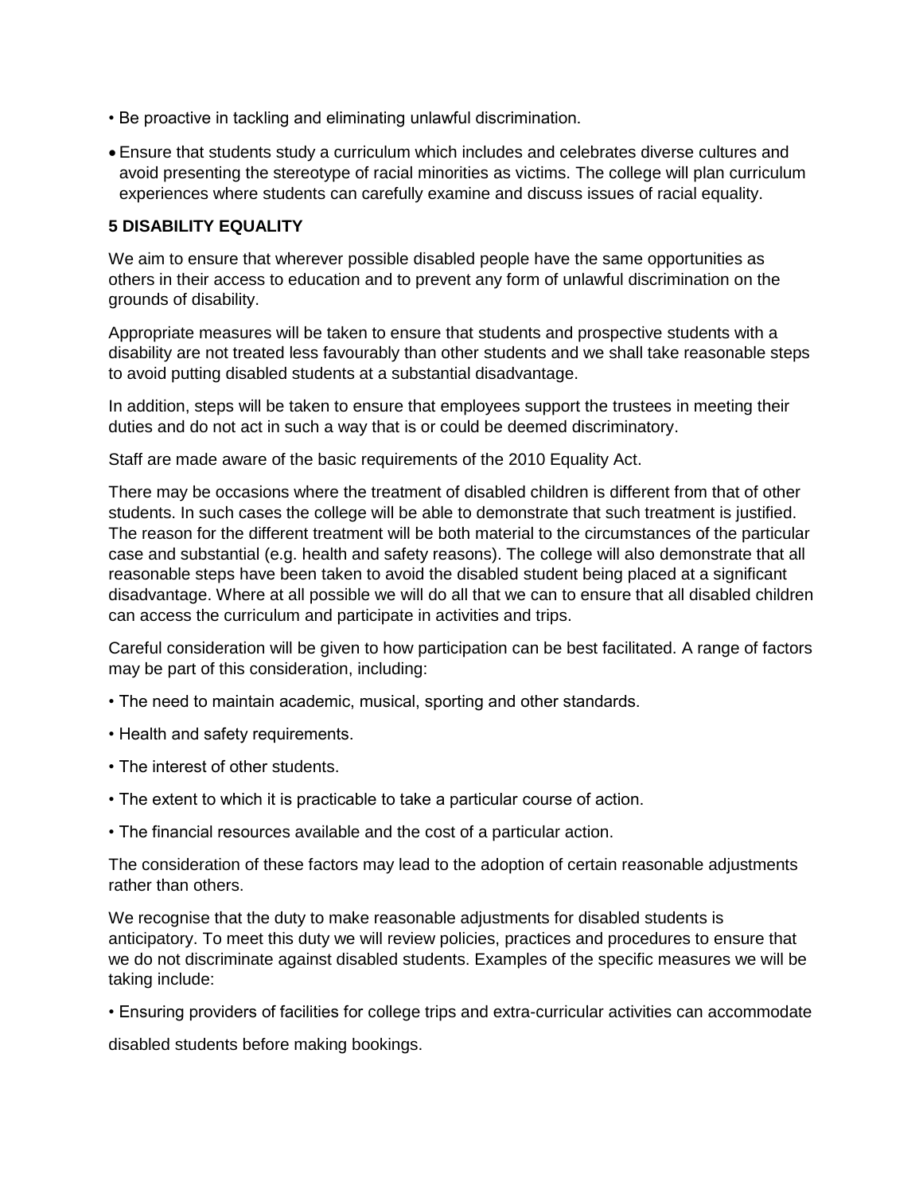- Be proactive in tackling and eliminating unlawful discrimination.
- Ensure that students study a curriculum which includes and celebrates diverse cultures and avoid presenting the stereotype of racial minorities as victims. The college will plan curriculum experiences where students can carefully examine and discuss issues of racial equality.

**5 DISABILITY EQUALITY**

We aim to ensure that wherever possible disabled people have the same opportunities as others in their access to education and to prevent any form of unlawful discrimination on the grounds of disability.

Appropriate measures will be taken to ensure that students and prospective students with a disability are not treated less favourably than other students and we shall take reasonable steps to avoid putting disabled students at a substantial disadvantage.

In addition, steps will be taken to ensure that employees support the trustees in meeting their duties and do not act in such a way that is or could be deemed discriminatory.

Staff are made aware of the basic requirements of the 2010 Equality Act.

There may be occasions where the treatment of disabled children is different from that of other students. In such cases the college will be able to demonstrate that such treatment is justified. The reason for the different treatment will be both material to the circumstances of the particular case and substantial (e.g. health and safety reasons). The college will also demonstrate that all reasonable steps have been taken to avoid the disabled student being placed at a significant disadvantage. Where at all possible we will do all that we can to ensure that all disabled children can access the curriculum and participate in activities and trips.

Careful consideration will be given to how participation can be best facilitated. A range of factors may be part of this consideration, including:

- The need to maintain academic, musical, sporting and other standards.
- Health and safety requirements.
- The interest of other students.
- The extent to which it is practicable to take a particular course of action.
- The financial resources available and the cost of a particular action.

The consideration of these factors may lead to the adoption of certain reasonable adjustments rather than others.

We recognise that the duty to make reasonable adjustments for disabled students is anticipatory. To meet this duty we will review policies, practices and procedures to ensure that we do not discriminate against disabled students. Examples of the specific measures we will be taking include:

- Ensuring providers of facilities for college trips and extra-curricular activities can accommodate disabled students before making bookings.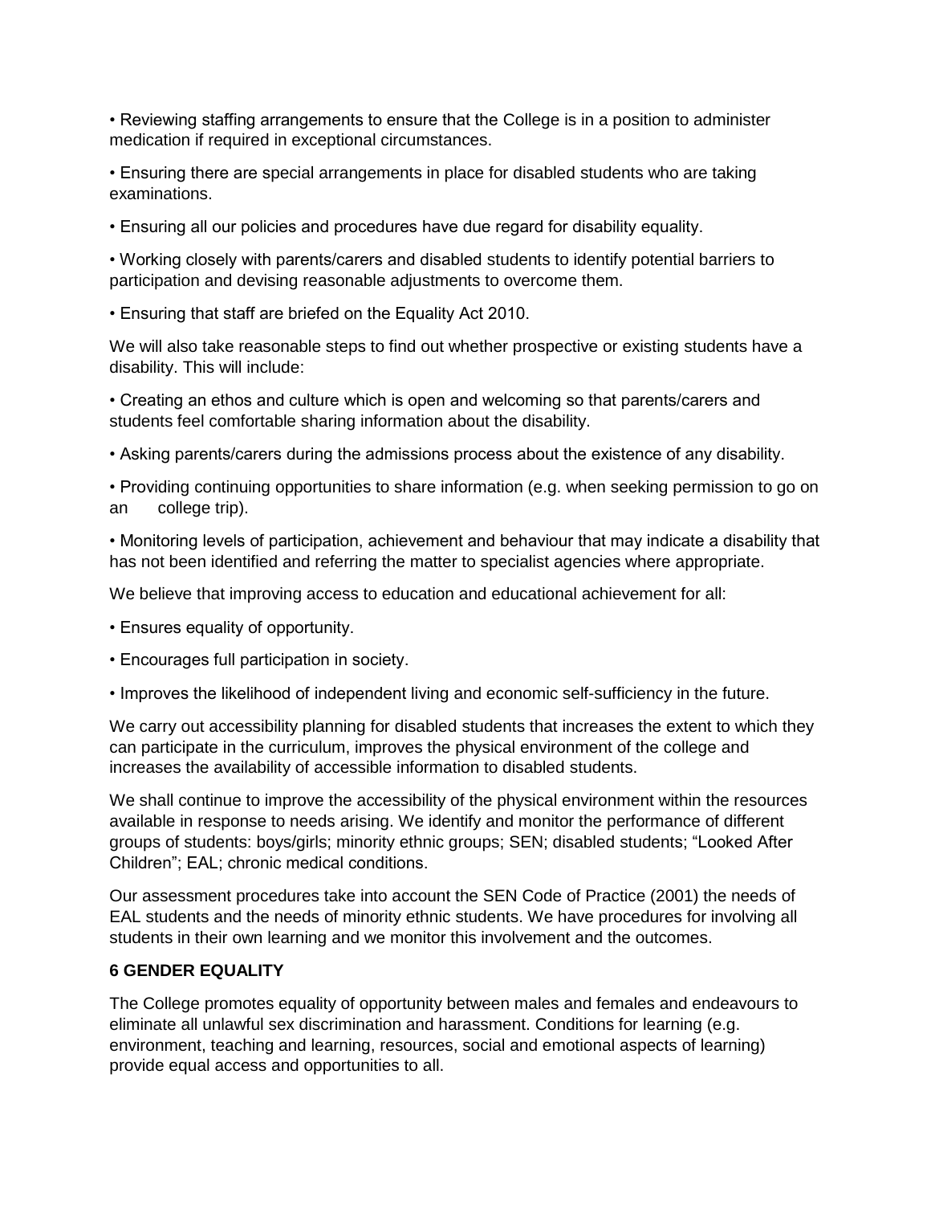- Reviewing staffing arrangements to ensure that the College is in a position to administer medication if required in exceptional circumstances.

- Ensuring there are special arrangements in place for disabled students who are taking examinations.

- Ensuring all our policies and procedures have due regard for disability equality.

- Working closely with parents/carers and disabled students to identify potential barriers to participation and devising reasonable adjustments to overcome them.

- Ensuring that staff are briefed on the Equality Act 2010.

We will also take reasonable steps to find out whether prospective or existing students have a disability. This will include:

- Creating an ethos and culture which is open and welcoming so that parents/carers and students feel comfortable sharing information about the disability.

- Asking parents/carers during the admissions process about the existence of any disability.

- Providing continuing opportunities to share information (e.g. when seeking permission to go on an college trip).

- Monitoring levels of participation, achievement and behaviour that may indicate a disability that has not been identified and referring the matter to specialist agencies where appropriate.

We believe that improving access to education and educational achievement for all:

- Ensures equality of opportunity.

- Encourages full participation in society.

- Improves the likelihood of independent living and economic self-sufficiency in the future.

We carry out accessibility planning for disabled students that increases the extent to which they can participate in the curriculum, improves the physical environment of the college and increases the availability of accessible information to disabled students.

We shall continue to improve the accessibility of the physical environment within the resources available in response to needs arising. We identify and monitor the performance of different groups of students: boys/girls; minority ethnic groups; SEN; disabled students; "Looked After Children"; EAL; chronic medical conditions.

Our assessment procedures take into account the SEN Code of Practice (2001) the needs of EAL students and the needs of minority ethnic students. We have procedures for involving all students in their own learning and we monitor this involvement and the outcomes.

## 6 GENDER EQUALITY

The College promotes equality of opportunity between males and females and endeavours to eliminate all unlawful sex discrimination and harassment. Conditions for learning (e.g. environment, teaching and learning, resources, social and emotional aspects of learning) provide equal access and opportunities to all.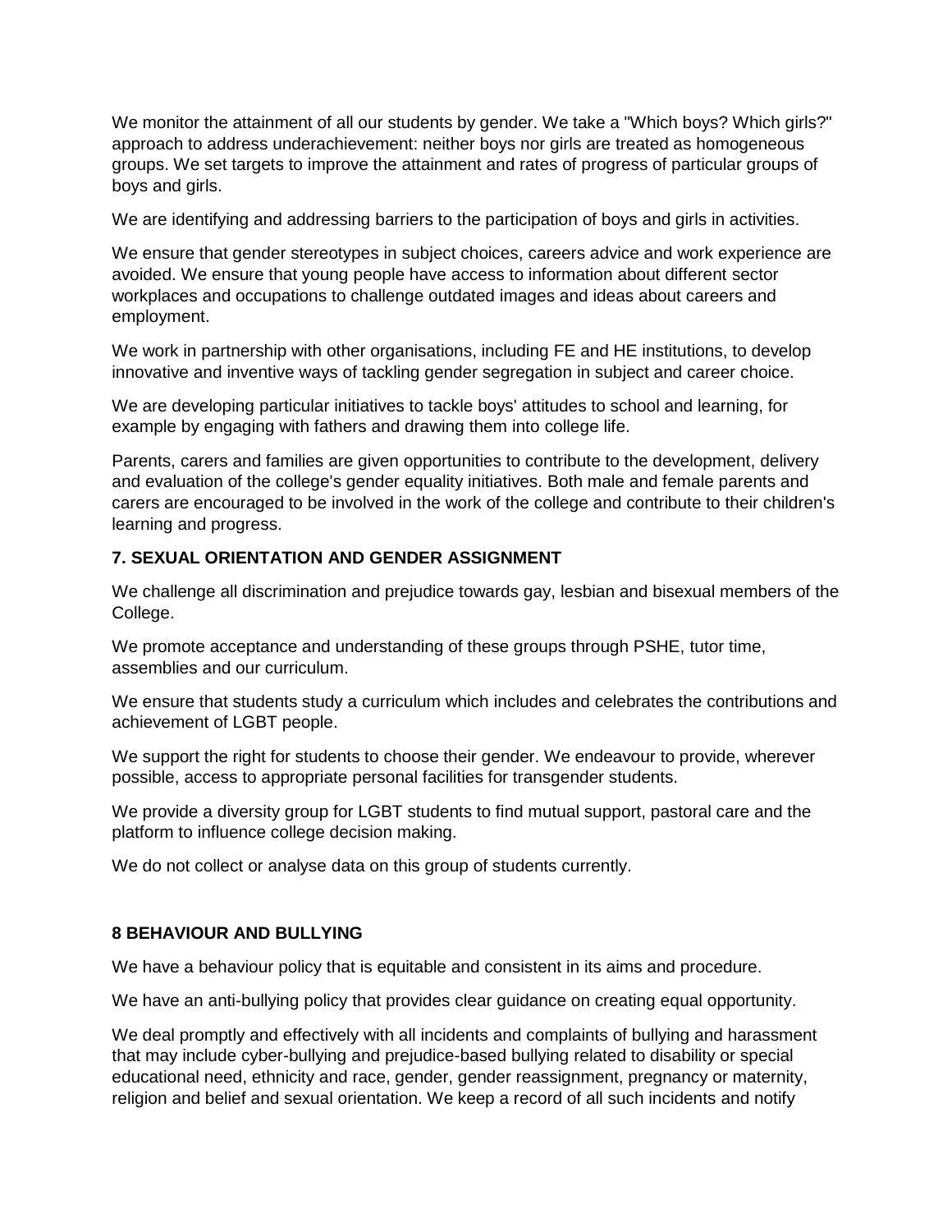We monitor the attainment of all our students by gender. We take a "Which boys? Which girls?" approach to address underachievement: neither boys nor girls are treated as homogeneous groups. We set targets to improve the attainment and rates of progress of particular groups of boys and girls.

We are identifying and addressing barriers to the participation of boys and girls in activities.

We ensure that gender stereotypes in subject choices, careers advice and work experience are avoided. We ensure that young people have access to information about different sector workplaces and occupations to challenge outdated images and ideas about careers and employment.

We work in partnership with other organisations, including FE and HE institutions, to develop innovative and inventive ways of tackling gender segregation in subject and career choice.

We are developing particular initiatives to tackle boys' attitudes to school and learning, for example by engaging with fathers and drawing them into college life.

Parents, carers and families are given opportunities to contribute to the development, delivery and evaluation of the college's gender equality initiatives. Both male and female parents and carers are encouraged to be involved in the work of the college and contribute to their children's learning and progress.

### 7. SEXUAL ORIENTATION AND GENDER ASSIGNMENT

We challenge all discrimination and prejudice towards gay, lesbian and bisexual members of the College.

We promote acceptance and understanding of these groups through PSHE, tutor time, assemblies and our curriculum.

We ensure that students study a curriculum which includes and celebrates the contributions and achievement of LGBT people.

We support the right for students to choose their gender. We endeavour to provide, wherever possible, access to appropriate personal facilities for transgender students.

We provide a diversity group for LGBT students to find mutual support, pastoral care and the platform to influence college decision making.

We do not collect or analyse data on this group of students currently.

### 8 BEHAVIOUR AND BULLYING

We have a behaviour policy that is equitable and consistent in its aims and procedure.

We have an anti-bullying policy that provides clear guidance on creating equal opportunity.

We deal promptly and effectively with all incidents and complaints of bullying and harassment that may include cyber-bullying and prejudice-based bullying related to disability or special educational need, ethnicity and race, gender, gender reassignment, pregnancy or maternity, religion and belief and sexual orientation. We keep a record of all such incidents and notify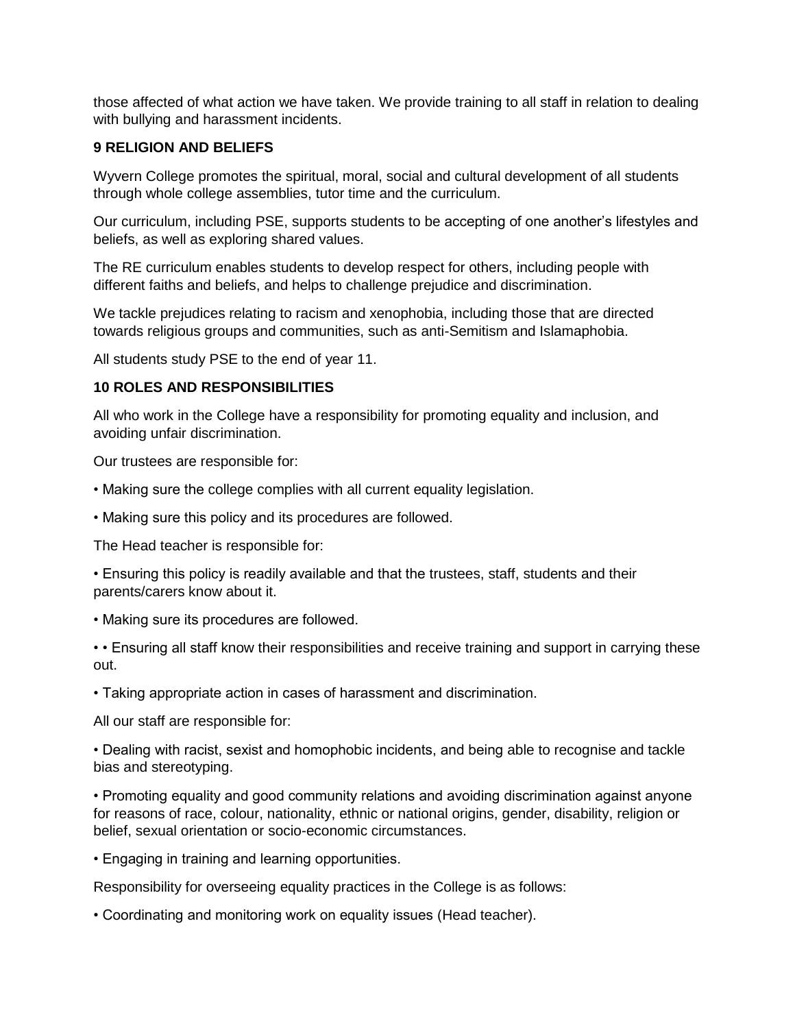those affected of what action we have taken. We provide training to all staff in relation to dealing with bullying and harassment incidents.

**9 RELIGION AND BELIEFS**

Wyvern College promotes the spiritual, moral, social and cultural development of all students through whole college assemblies, tutor time and the curriculum.

Our curriculum, including PSE, supports students to be accepting of one another's lifestyles and beliefs, as well as exploring shared values.

The RE curriculum enables students to develop respect for others, including people with different faiths and beliefs, and helps to challenge prejudice and discrimination.

We tackle prejudices relating to racism and xenophobia, including those that are directed towards religious groups and communities, such as anti-Semitism and Islamaphobia.

All students study PSE to the end of year 11.

**10 ROLES AND RESPONSIBILITIES**

All who work in the College have a responsibility for promoting equality and inclusion, and avoiding unfair discrimination.

Our trustees are responsible for:

• Making sure the college complies with all current equality legislation.

• Making sure this policy and its procedures are followed.

The Head teacher is responsible for:

• Ensuring this policy is readily available and that the trustees, staff, students and their parents/carers know about it.

• Making sure its procedures are followed.

• • Ensuring all staff know their responsibilities and receive training and support in carrying these out.

• Taking appropriate action in cases of harassment and discrimination.

All our staff are responsible for:

• Dealing with racist, sexist and homophobic incidents, and being able to recognise and tackle bias and stereotyping.

• Promoting equality and good community relations and avoiding discrimination against anyone for reasons of race, colour, nationality, ethnic or national origins, gender, disability, religion or belief, sexual orientation or socio-economic circumstances.

• Engaging in training and learning opportunities.

Responsibility for overseeing equality practices in the College is as follows:

• Coordinating and monitoring work on equality issues (Head teacher).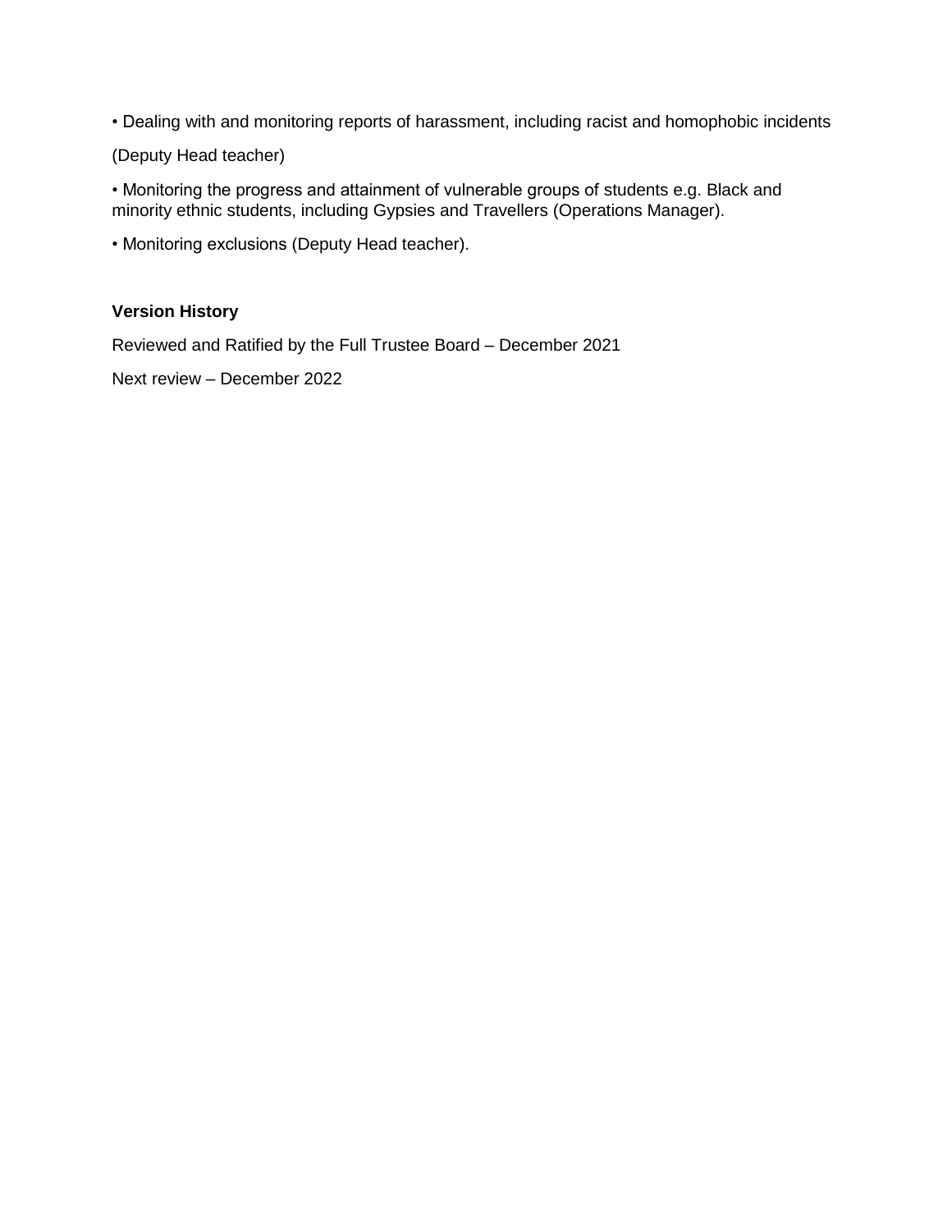- Dealing with and monitoring reports of harassment, including racist and homophobic incidents

(Deputy Head teacher)

- Monitoring the progress and attainment of vulnerable groups of students e.g. Black and minority ethnic students, including Gypsies and Travellers (Operations Manager).
- Monitoring exclusions (Deputy Head teacher).

**Version History**

Reviewed and Ratified by the Full Trustee Board – December 2021

Next review – December 2022